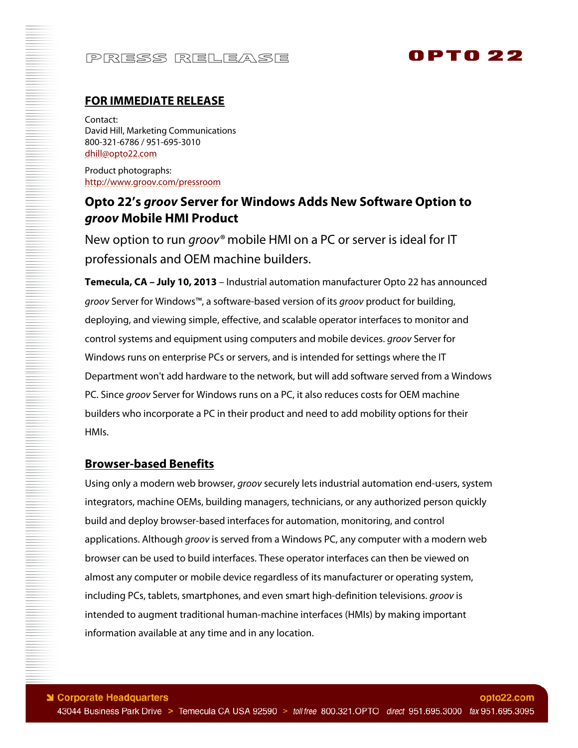PRESS RELEASE

OPTO 22

## FOR IMMEDIATE RELEASE

Contact:
David Hill, Marketing Communications
800-321-6786 / 951-695-3010
dhill@opto22.com

Product photographs:
http://www.groov.com/pressroom

# Opto 22's *groov* Server for Windows Adds New Software Option to *groov* Mobile HMI Product

New option to run *groov*® mobile HMI on a PC or server is ideal for IT professionals and OEM machine builders.

**Temecula, CA – July 10, 2013** – Industrial automation manufacturer Opto 22 has announced *groov* Server for Windows™, a software-based version of its *groov* product for building, deploying, and viewing simple, effective, and scalable operator interfaces to monitor and control systems and equipment using computers and mobile devices. *groov* Server for Windows runs on enterprise PCs or servers, and is intended for settings where the IT Department won't add hardware to the network, but will add software served from a Windows PC. Since *groov* Server for Windows runs on a PC, it also reduces costs for OEM machine builders who incorporate a PC in their product and need to add mobility options for their HMIs.

## Browser-based Benefits

Using only a modern web browser, *groov* securely lets industrial automation end-users, system integrators, machine OEMs, building managers, technicians, or any authorized person quickly build and deploy browser-based interfaces for automation, monitoring, and control applications. Although *groov* is served from a Windows PC, any computer with a modern web browser can be used to build interfaces. These operator interfaces can then be viewed on almost any computer or mobile device regardless of its manufacturer or operating system, including PCs, tablets, smartphones, and even smart high-definition televisions. *groov* is intended to augment traditional human-machine interfaces (HMIs) by making important information available at any time and in any location.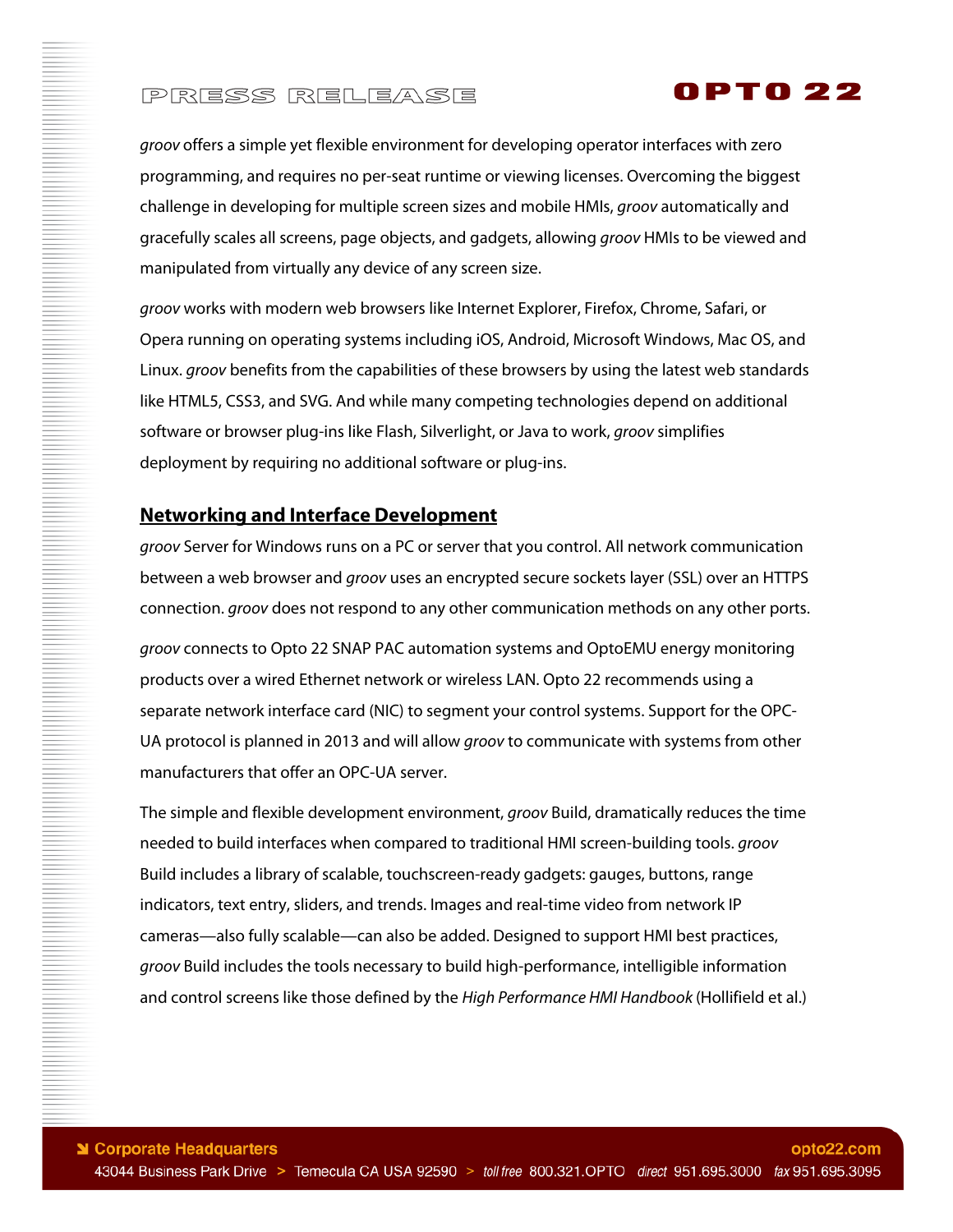*groov* offers a simple yet flexible environment for developing operator interfaces with zero programming, and requires no per-seat runtime or viewing licenses. Overcoming the biggest challenge in developing for multiple screen sizes and mobile HMIs, *groov* automatically and gracefully scales all screens, page objects, and gadgets, allowing *groov* HMIs to be viewed and manipulated from virtually any device of any screen size.

*groov* works with modern web browsers like Internet Explorer, Firefox, Chrome, Safari, or Opera running on operating systems including iOS, Android, Microsoft Windows, Mac OS, and Linux. *groov* benefits from the capabilities of these browsers by using the latest web standards like HTML5, CSS3, and SVG. And while many competing technologies depend on additional software or browser plug-ins like Flash, Silverlight, or Java to work, *groov* simplifies deployment by requiring no additional software or plug-ins.

## Networking and Interface Development

*groov* Server for Windows runs on a PC or server that you control. All network communication between a web browser and *groov* uses an encrypted secure sockets layer (SSL) over an HTTPS connection. *groov* does not respond to any other communication methods on any other ports.

*groov* connects to Opto 22 SNAP PAC automation systems and OptoEMU energy monitoring products over a wired Ethernet network or wireless LAN. Opto 22 recommends using a separate network interface card (NIC) to segment your control systems. Support for the OPC-UA protocol is planned in 2013 and will allow *groov* to communicate with systems from other manufacturers that offer an OPC-UA server.

The simple and flexible development environment, *groov* Build, dramatically reduces the time needed to build interfaces when compared to traditional HMI screen-building tools. *groov* Build includes a library of scalable, touchscreen-ready gadgets: gauges, buttons, range indicators, text entry, sliders, and trends. Images and real-time video from network IP cameras—also fully scalable—can also be added. Designed to support HMI best practices, *groov* Build includes the tools necessary to build high-performance, intelligible information and control screens like those defined by the *High Performance HMI Handbook* (Hollifield et al.)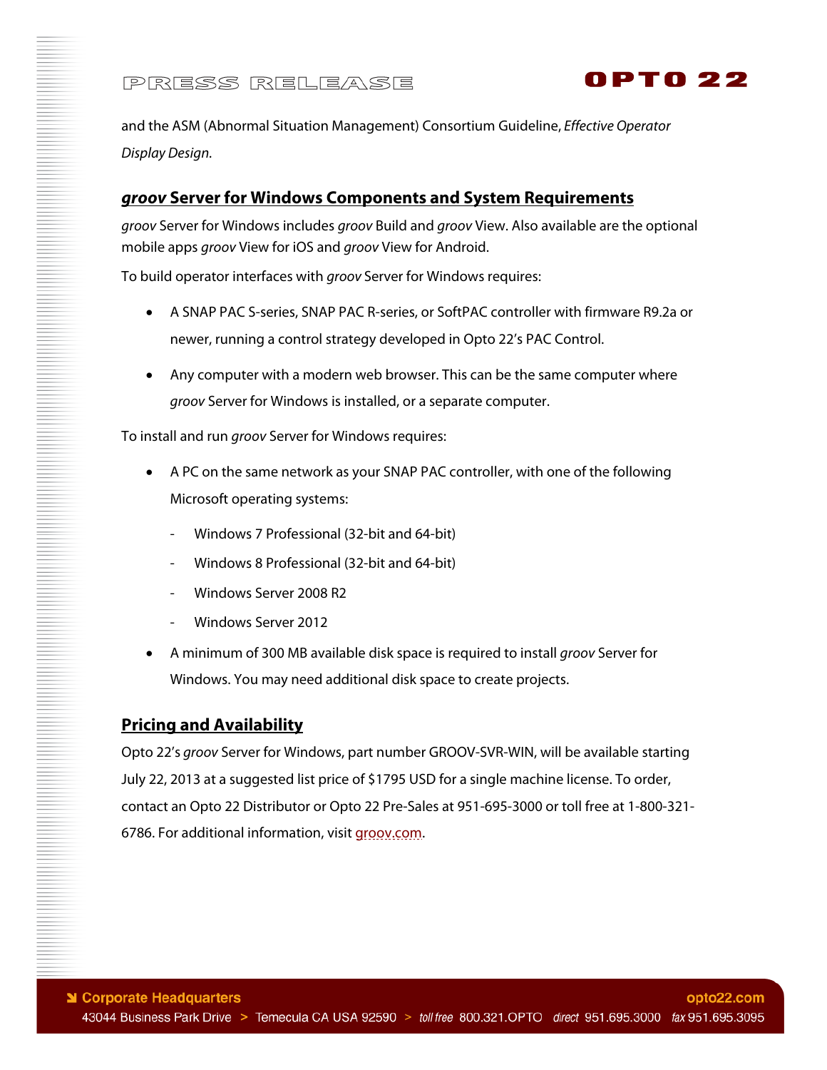and the ASM (Abnormal Situation Management) Consortium Guideline, *Effective Operator Display Design*.

## *groov* Server for Windows Components and System Requirements

*groov* Server for Windows includes *groov* Build and *groov* View. Also available are the optional mobile apps *groov* View for iOS and *groov* View for Android.

To build operator interfaces with *groov* Server for Windows requires:

- A SNAP PAC S-series, SNAP PAC R-series, or SoftPAC controller with firmware R9.2a or newer, running a control strategy developed in Opto 22's PAC Control.
- Any computer with a modern web browser. This can be the same computer where *groov* Server for Windows is installed, or a separate computer.

To install and run *groov* Server for Windows requires:

- A PC on the same network as your SNAP PAC controller, with one of the following Microsoft operating systems:
  - Windows 7 Professional (32-bit and 64-bit)
  - Windows 8 Professional (32-bit and 64-bit)
  - Windows Server 2008 R2
  - Windows Server 2012
- A minimum of 300 MB available disk space is required to install *groov* Server for Windows. You may need additional disk space to create projects.

## Pricing and Availability

Opto 22's *groov* Server for Windows, part number GROOV-SVR-WIN, will be available starting July 22, 2013 at a suggested list price of $1795 USD for a single machine license. To order, contact an Opto 22 Distributor or Opto 22 Pre-Sales at 951-695-3000 or toll free at 1-800-321-6786. For additional information, visit groov.com.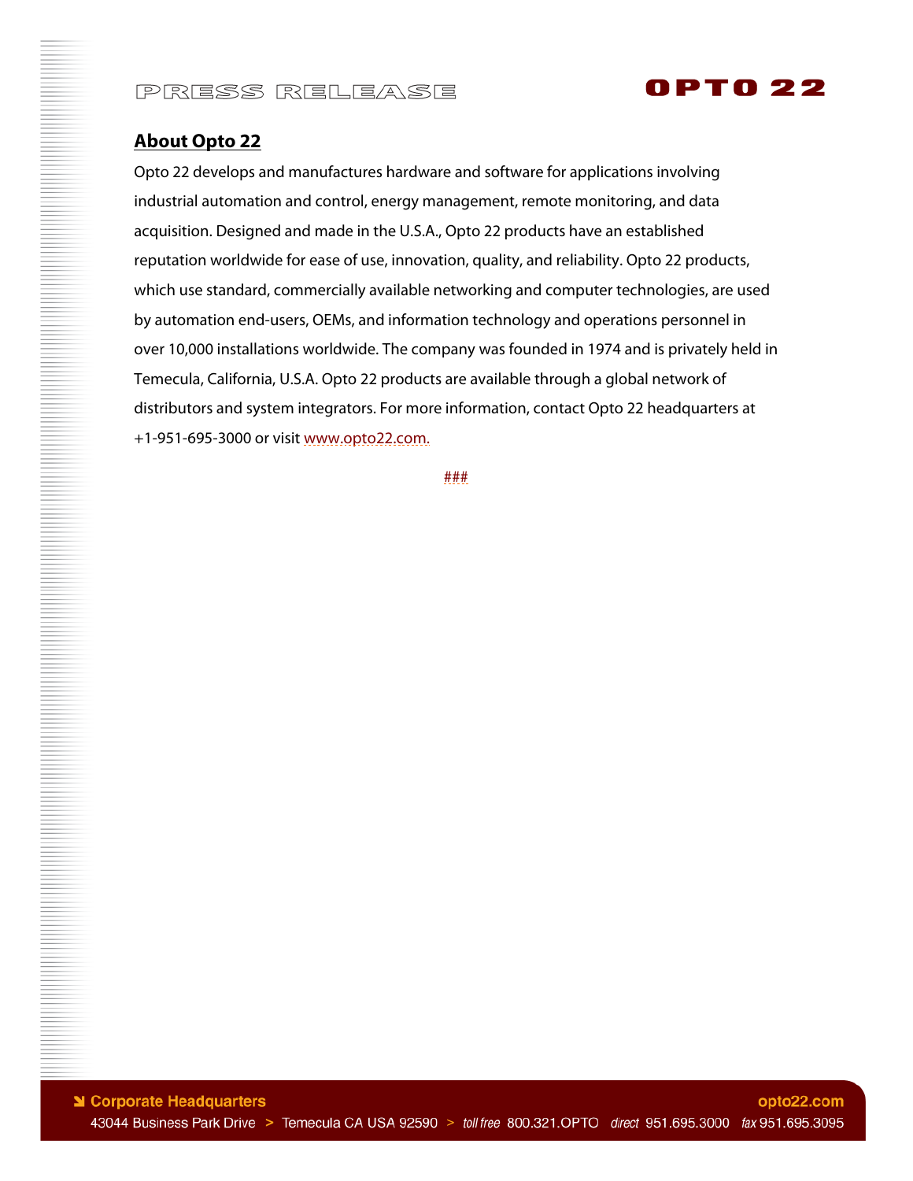## About Opto 22

Opto 22 develops and manufactures hardware and software for applications involving industrial automation and control, energy management, remote monitoring, and data acquisition. Designed and made in the U.S.A., Opto 22 products have an established reputation worldwide for ease of use, innovation, quality, and reliability. Opto 22 products, which use standard, commercially available networking and computer technologies, are used by automation end-users, OEMs, and information technology and operations personnel in over 10,000 installations worldwide. The company was founded in 1974 and is privately held in Temecula, California, U.S.A. Opto 22 products are available through a global network of distributors and system integrators. For more information, contact Opto 22 headquarters at +1-951-695-3000 or visit www.opto22.com.

###